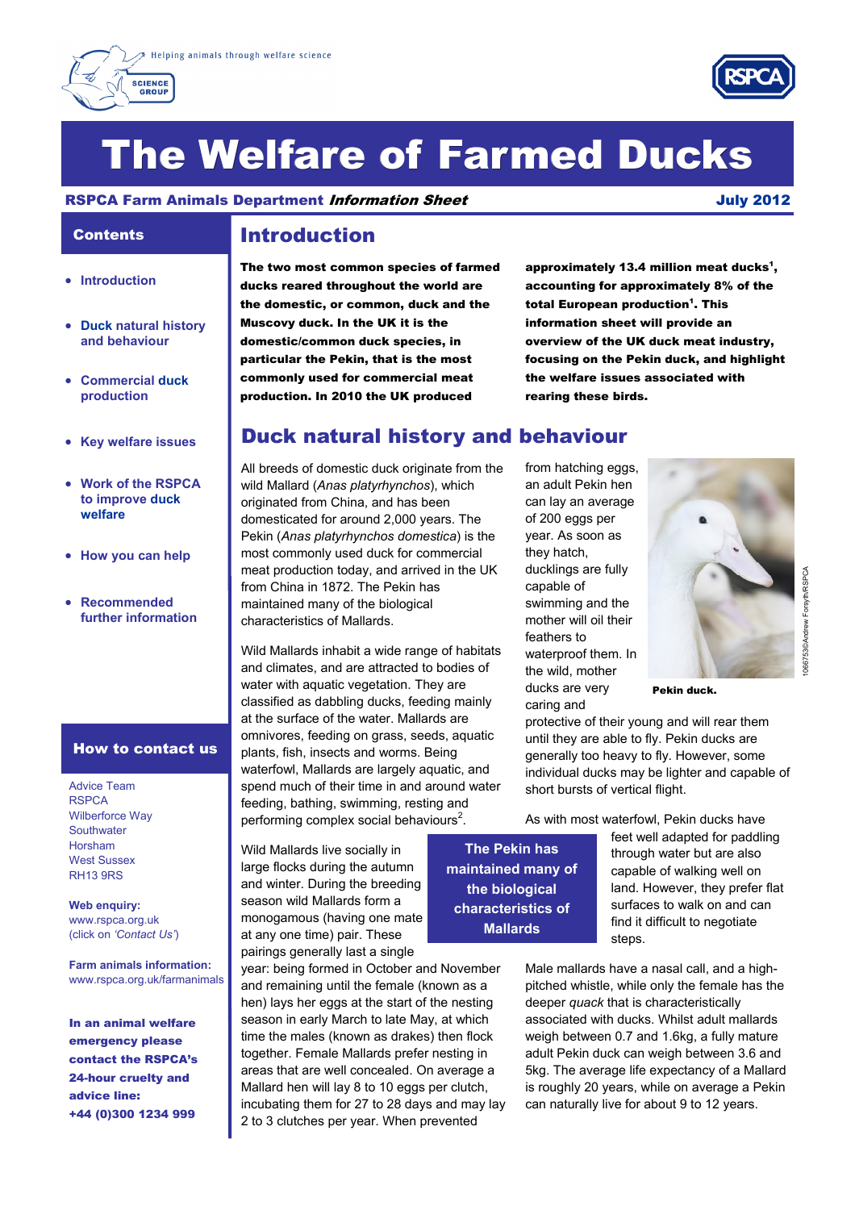Helping animals through welfare science

SCIENCE GROUP

# The Welfare of Farmed Ducks

**RSPCA Farm Animals Department *Information Sheet*** **July 2012**

## Contents

- Introduction
- Duck natural history and behaviour
- Commercial duck production
- Key welfare issues
- Work of the RSPCA to improve duck welfare
- How you can help
- Recommended further information

## How to contact us

Advice Team
RSPCA
Wilberforce Way
Southwater
Horsham
West Sussex
RH13 9RS

**Web enquiry:**
www.rspca.org.uk
(click on *'Contact Us'*)

**Farm animals information:**
www.rspca.org.uk/farmanimals

**In an animal welfare emergency please contact the RSPCA's 24-hour cruelty and advice line: +44 (0)300 1234 999**

## Introduction

**The two most common species of farmed ducks reared throughout the world are the domestic, or common, duck and the Muscovy duck. In the UK it is the domestic/common duck species, in particular the Pekin, that is the most commonly used for commercial meat production. In 2010 the UK produced approximately 13.4 million meat ducks[1], accounting for approximately 8% of the total European production[1]. This information sheet will provide an overview of the UK duck meat industry, focusing on the Pekin duck, and highlight the welfare issues associated with rearing these birds.**

## Duck natural history and behaviour

All breeds of domestic duck originate from the wild Mallard (*Anas platyrhynchos*), which originated from China, and has been domesticated for around 2,000 years. The Pekin (*Anas platyrhynchos domestica*) is the most commonly used duck for commercial meat production today, and arrived in the UK from China in 1872. The Pekin has maintained many of the biological characteristics of Mallards.

Wild Mallards inhabit a wide range of habitats and climates, and are attracted to bodies of water with aquatic vegetation. They are classified as dabbling ducks, feeding mainly at the surface of the water. Mallards are omnivores, feeding on grass, seeds, aquatic plants, fish, insects and worms. Being waterfowl, Mallards are largely aquatic, and spend much of their time in and around water feeding, bathing, swimming, resting and performing complex social behaviours[2].

**The Pekin has maintained many of the biological characteristics of Mallards**

Wild Mallards live socially in large flocks during the autumn and winter. During the breeding season wild Mallards form a monogamous (having one mate at any one time) pair. These pairings generally last a single year: being formed in October and November and remaining until the female (known as a hen) lays her eggs at the start of the nesting season in early March to late May, at which time the males (known as drakes) then flock together. Female Mallards prefer nesting in areas that are well concealed. On average a Mallard hen will lay 8 to 10 eggs per clutch, incubating them for 27 to 28 days and may lay 2 to 3 clutches per year. When prevented from hatching eggs, an adult Pekin hen can lay an average of 200 eggs per year. As soon as they hatch, ducklings are fully capable of swimming and the mother will oil their feathers to waterproof them. In the wild, mother ducks are very caring and protective of their young and will rear them until they are able to fly. Pekin ducks are generally too heavy to fly. However, some individual ducks may be lighter and capable of short bursts of vertical flight.

Pekin duck.

1066753©Andrew Forsyth/RSPCA

As with most waterfowl, Pekin ducks have feet well adapted for paddling through water but are also capable of walking well on land. However, they prefer flat surfaces to walk on and can find it difficult to negotiate steps.

Male mallards have a nasal call, and a high-pitched whistle, while only the female has the deeper *quack* that is characteristically associated with ducks. Whilst adult mallards weigh between 0.7 and 1.6kg, a fully mature adult Pekin duck can weigh between 3.6 and 5kg. The average life expectancy of a Mallard is roughly 20 years, while on average a Pekin can naturally live for about 9 to 12 years.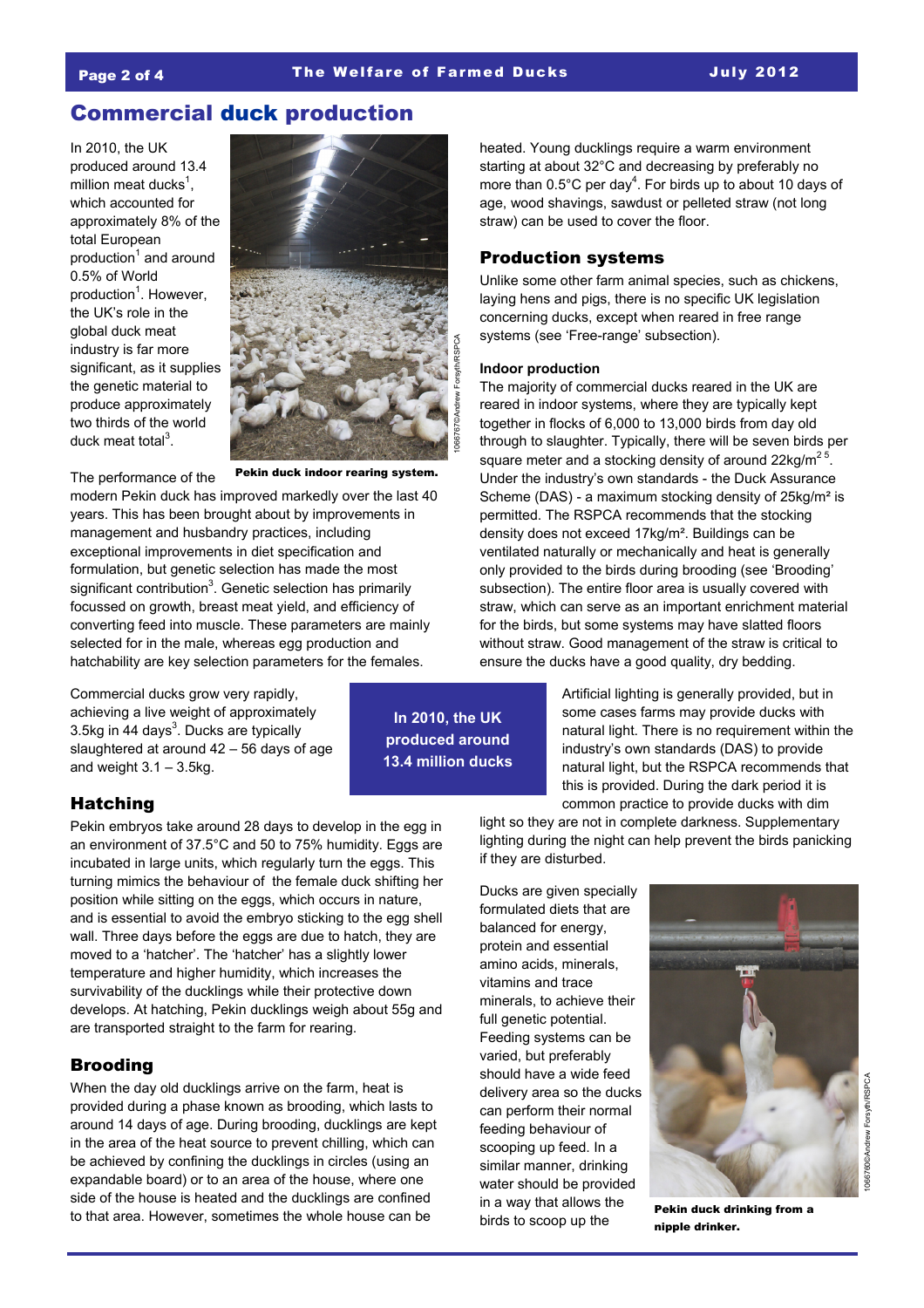## Commercial duck production

In 2010, the UK produced around 13.4 million meat ducks[1], which accounted for approximately 8% of the total European production[1] and around 0.5% of World production[1]. However, the UK's role in the global duck meat industry is far more significant, as it supplies the genetic material to produce approximately two thirds of the world duck meat total[3].

Pekin duck indoor rearing system.

The performance of the modern Pekin duck has improved markedly over the last 40 years. This has been brought about by improvements in management and husbandry practices, including exceptional improvements in diet specification and formulation, but genetic selection has made the most significant contribution[3]. Genetic selection has primarily focussed on growth, breast meat yield, and efficiency of converting feed into muscle. These parameters are mainly selected for in the male, whereas egg production and hatchability are key selection parameters for the females.

Commercial ducks grow very rapidly, achieving a live weight of approximately 3.5kg in 44 days[3]. Ducks are typically slaughtered at around 42 – 56 days of age and weight 3.1 – 3.5kg.

**In 2010, the UK produced around 13.4 million ducks**

### Hatching

Pekin embryos take around 28 days to develop in the egg in an environment of 37.5°C and 50 to 75% humidity. Eggs are incubated in large units, which regularly turn the eggs. This turning mimics the behaviour of the female duck shifting her position while sitting on the eggs, which occurs in nature, and is essential to avoid the embryo sticking to the egg shell wall. Three days before the eggs are due to hatch, they are moved to a 'hatcher'. The 'hatcher' has a slightly lower temperature and higher humidity, which increases the survivability of the ducklings while their protective down develops. At hatching, Pekin ducklings weigh about 55g and are transported straight to the farm for rearing.

### Brooding

When the day old ducklings arrive on the farm, heat is provided during a phase known as brooding, which lasts to around 14 days of age. During brooding, ducklings are kept in the area of the heat source to prevent chilling, which can be achieved by confining the ducklings in circles (using an expandable board) or to an area of the house, where one side of the house is heated and the ducklings are confined to that area. However, sometimes the whole house can be heated. Young ducklings require a warm environment starting at about 32°C and decreasing by preferably no more than 0.5°C per day[4]. For birds up to about 10 days of age, wood shavings, sawdust or pelleted straw (not long straw) can be used to cover the floor.

### Production systems

Unlike some other farm animal species, such as chickens, laying hens and pigs, there is no specific UK legislation concerning ducks, except when reared in free range systems (see 'Free-range' subsection).

#### Indoor production

The majority of commercial ducks reared in the UK are reared in indoor systems, where they are typically kept together in flocks of 6,000 to 13,000 birds from day old through to slaughter. Typically, there will be seven birds per square meter and a stocking density of around 22kg/m²[2,5]. Under the industry's own standards - the Duck Assurance Scheme (DAS) - a maximum stocking density of 25kg/m² is permitted. The RSPCA recommends that the stocking density does not exceed 17kg/m². Buildings can be ventilated naturally or mechanically and heat is generally only provided to the birds during brooding (see 'Brooding' subsection). The entire floor area is usually covered with straw, which can serve as an important enrichment material for the birds, but some systems may have slatted floors without straw. Good management of the straw is critical to ensure the ducks have a good quality, dry bedding.

Artificial lighting is generally provided, but in some cases farms may provide ducks with natural light. There is no requirement within the industry's own standards (DAS) to provide natural light, but the RSPCA recommends that this is provided. During the dark period it is common practice to provide ducks with dim light so they are not in complete darkness. Supplementary lighting during the night can help prevent the birds panicking if they are disturbed.

Ducks are given specially formulated diets that are balanced for energy, protein and essential amino acids, minerals, vitamins and trace minerals, to achieve their full genetic potential. Feeding systems can be varied, but preferably should have a wide feed delivery area so the ducks can perform their normal feeding behaviour of scooping up feed. In a similar manner, drinking water should be provided in a way that allows the birds to scoop up the

Pekin duck drinking from a nipple drinker.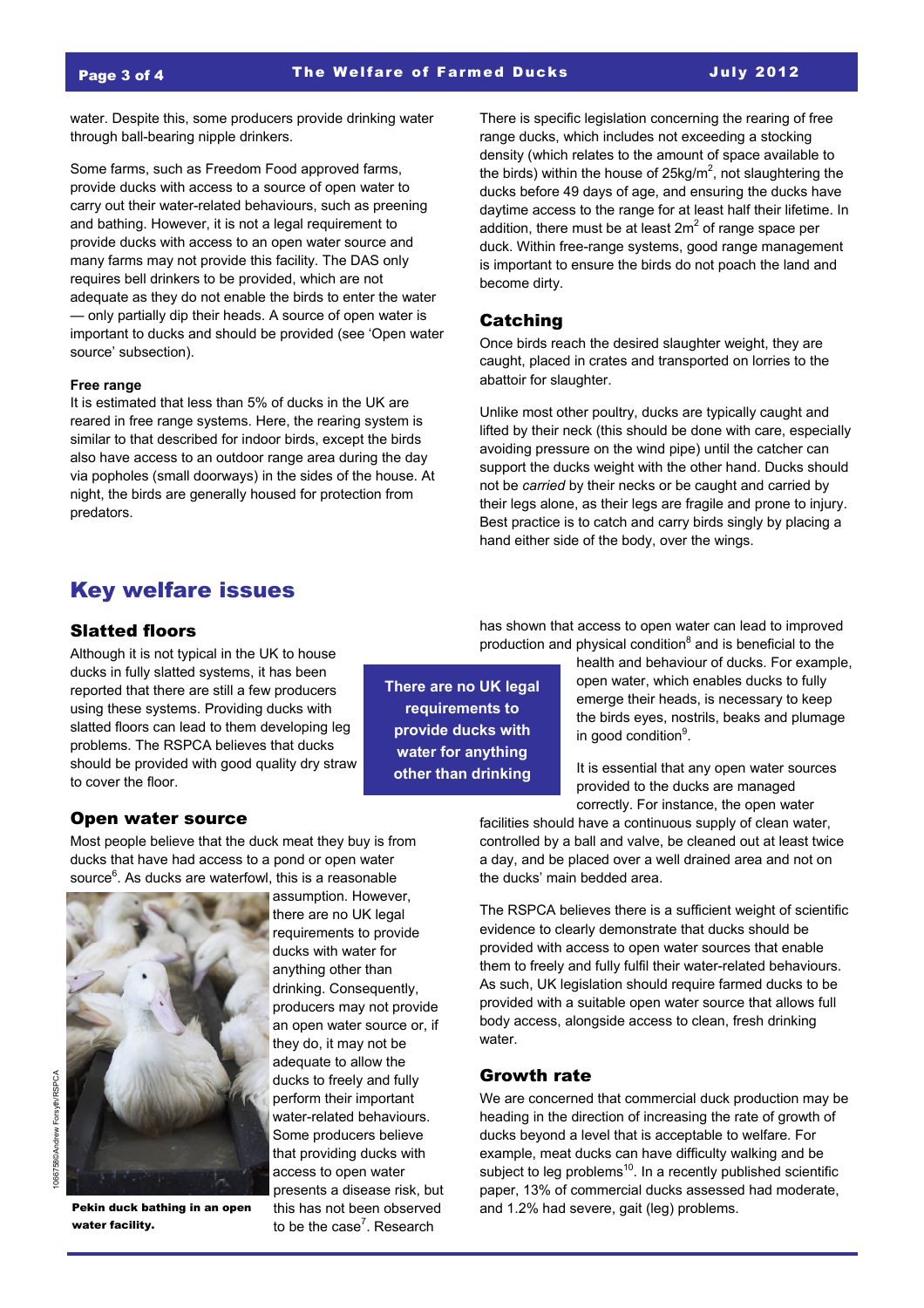water. Despite this, some producers provide drinking water through ball-bearing nipple drinkers.

Some farms, such as Freedom Food approved farms, provide ducks with access to a source of open water to carry out their water-related behaviours, such as preening and bathing. However, it is not a legal requirement to provide ducks with access to an open water source and many farms may not provide this facility. The DAS only requires bell drinkers to be provided, which are not adequate as they do not enable the birds to enter the water — only partially dip their heads. A source of open water is important to ducks and should be provided (see 'Open water source' subsection).

#### Free range

It is estimated that less than 5% of ducks in the UK are reared in free range systems. Here, the rearing system is similar to that described for indoor birds, except the birds also have access to an outdoor range area during the day via popholes (small doorways) in the sides of the house. At night, the birds are generally housed for protection from predators.

There is specific legislation concerning the rearing of free range ducks, which includes not exceeding a stocking density (which relates to the amount of space available to the birds) within the house of $25kg/m^2$, not slaughtering the ducks before 49 days of age, and ensuring the ducks have daytime access to the range for at least half their lifetime. In addition, there must be at least $2m^2$ of range space per duck. Within free-range systems, good range management is important to ensure the birds do not poach the land and become dirty.

### Catching

Once birds reach the desired slaughter weight, they are caught, placed in crates and transported on lorries to the abattoir for slaughter.

Unlike most other poultry, ducks are typically caught and lifted by their neck (this should be done with care, especially avoiding pressure on the wind pipe) until the catcher can support the ducks weight with the other hand. Ducks should not be *carried* by their necks or be caught and carried by their legs alone, as their legs are fragile and prone to injury. Best practice is to catch and carry birds singly by placing a hand either side of the body, over the wings.

## Key welfare issues

### Slatted floors

Although it is not typical in the UK to house ducks in fully slatted systems, it has been reported that there are still a few producers using these systems. Providing ducks with slatted floors can lead to them developing leg problems. The RSPCA believes that ducks should be provided with good quality dry straw to cover the floor.

### Open water source

Most people believe that the duck meat they buy is from ducks that have had access to a pond or open water source[6]. As ducks are waterfowl, this is a reasonable assumption. However, there are no UK legal requirements to provide ducks with water for anything other than drinking. Consequently, producers may not provide an open water source or, if they do, it may not be adequate to allow the ducks to freely and fully perform their important water-related behaviours. Some producers believe that providing ducks with access to open water presents a disease risk, but this has not been observed to be the case[7]. Research has shown that access to open water can lead to improved production and physical condition[8] and is beneficial to the health and behaviour of ducks. For example, open water, which enables ducks to fully emerge their heads, is necessary to keep the birds eyes, nostrils, beaks and plumage in good condition[9].

**Pekin duck bathing in an open water facility.**

1066758©Andrew Forsyth/RSPCA

**There are no UK legal requirements to provide ducks with water for anything other than drinking**

It is essential that any open water sources provided to the ducks are managed correctly. For instance, the open water facilities should have a continuous supply of clean water, controlled by a ball and valve, be cleaned out at least twice a day, and be placed over a well drained area and not on the ducks' main bedded area.

The RSPCA believes there is a sufficient weight of scientific evidence to clearly demonstrate that ducks should be provided with access to open water sources that enable them to freely and fully fulfil their water-related behaviours. As such, UK legislation should require farmed ducks to be provided with a suitable open water source that allows full body access, alongside access to clean, fresh drinking water.

### Growth rate

We are concerned that commercial duck production may be heading in the direction of increasing the rate of growth of ducks beyond a level that is acceptable to welfare. For example, meat ducks can have difficulty walking and be subject to leg problems[10]. In a recently published scientific paper, 13% of commercial ducks assessed had moderate, and 1.2% had severe, gait (leg) problems.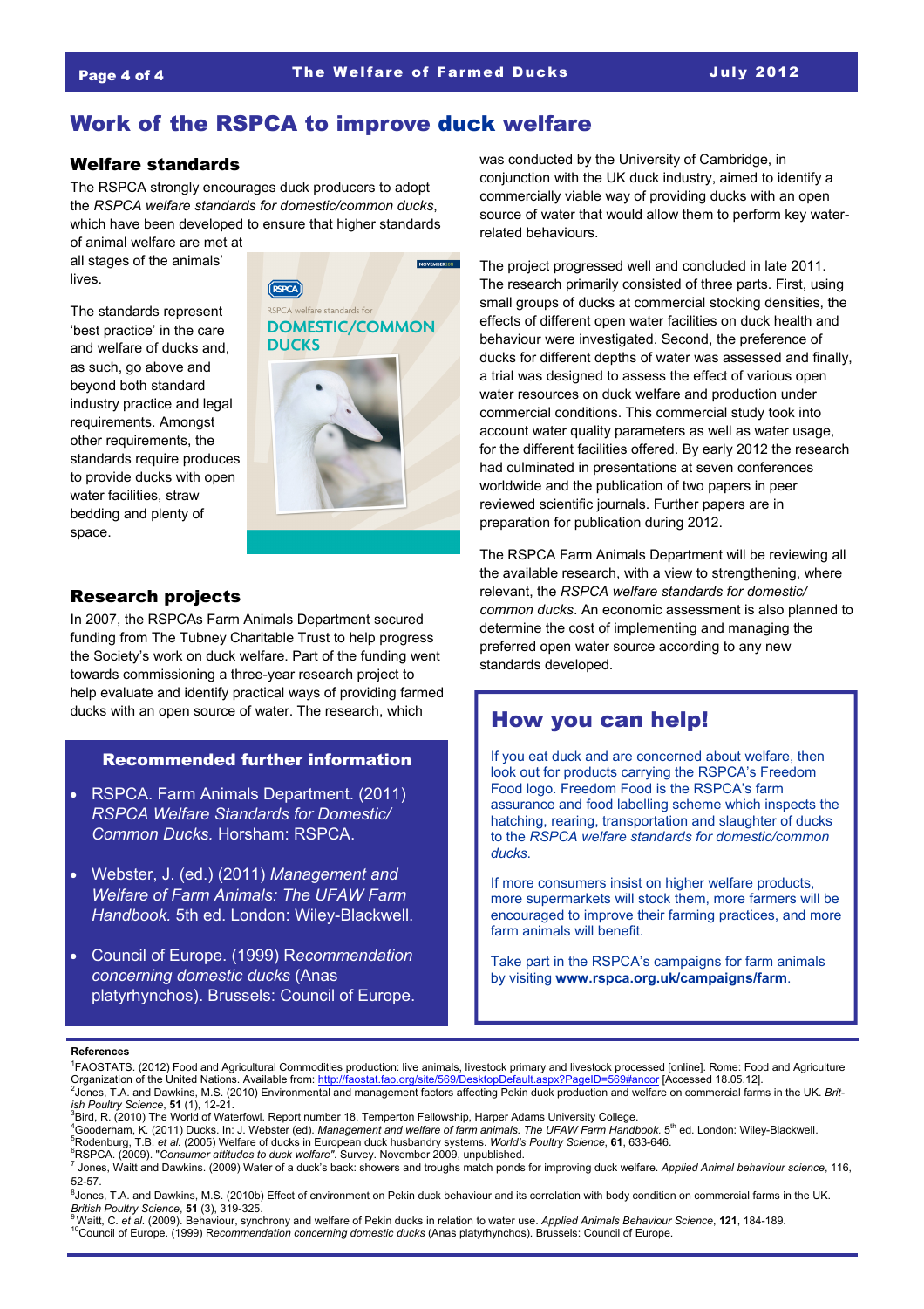## Work of the RSPCA to improve duck welfare

### Welfare standards

The RSPCA strongly encourages duck producers to adopt the *RSPCA welfare standards for domestic/common ducks*, which have been developed to ensure that higher standards of animal welfare are met at all stages of the animals' lives.

The standards represent 'best practice' in the care and welfare of ducks and, as such, go above and beyond both standard industry practice and legal requirements. Amongst other requirements, the standards require produces to provide ducks with open water facilities, straw bedding and plenty of space.

### Research projects

In 2007, the RSPCAs Farm Animals Department secured funding from The Tubney Charitable Trust to help progress the Society's work on duck welfare. Part of the funding went towards commissioning a three-year research project to help evaluate and identify practical ways of providing farmed ducks with an open source of water. The research, which was conducted by the University of Cambridge, in conjunction with the UK duck industry, aimed to identify a commercially viable way of providing ducks with an open source of water that would allow them to perform key water-related behaviours.

The project progressed well and concluded in late 2011. The research primarily consisted of three parts. First, using small groups of ducks at commercial stocking densities, the effects of different open water facilities on duck health and behaviour were investigated. Second, the preference of ducks for different depths of water was assessed and finally, a trial was designed to assess the effect of various open water resources on duck welfare and production under commercial conditions. This commercial study took into account water quality parameters as well as water usage, for the different facilities offered. By early 2012 the research had culminated in presentations at seven conferences worldwide and the publication of two papers in peer reviewed scientific journals. Further papers are in preparation for publication during 2012.

The RSPCA Farm Animals Department will be reviewing all the available research, with a view to strengthening, where relevant, the *RSPCA welfare standards for domestic/ common ducks*. An economic assessment is also planned to determine the cost of implementing and managing the preferred open water source according to any new standards developed.

#### Recommended further information

- RSPCA. Farm Animals Department. (2011) *RSPCA Welfare Standards for Domestic/ Common Ducks.* Horsham: RSPCA.
- Webster, J. (ed.) (2011) *Management and Welfare of Farm Animals: The UFAW Farm Handbook.* 5th ed. London: Wiley-Blackwell.
- Council of Europe. (1999) R*ecommendation concerning domestic ducks* (Anas platyrhynchos). Brussels: Council of Europe.

## How you can help!

If you eat duck and are concerned about welfare, then look out for products carrying the RSPCA's Freedom Food logo. Freedom Food is the RSPCA's farm assurance and food labelling scheme which inspects the hatching, rearing, transportation and slaughter of ducks to the *RSPCA welfare standards for domestic/common ducks*.

If more consumers insist on higher welfare products, more supermarkets will stock them, more farmers will be encouraged to improve their farming practices, and more farm animals will benefit.

Take part in the RSPCA's campaigns for farm animals by visiting **www.rspca.org.uk/campaigns/farm**.

---

**References**

[1]FAOSTATS. (2012) Food and Agricultural Commodities production: live animals, livestock primary and livestock processed [online]. Rome: Food and Agriculture Organization of the United Nations. Available from: http://faostat.fao.org/site/569/DesktopDefault.aspx?PageID=569#ancor [Accessed 18.05.12].
[2]Jones, T.A. and Dawkins, M.S. (2010) Environmental and management factors affecting Pekin duck production and welfare on commercial farms in the UK. *British Poultry Science*, **51** (1), 12-21.
[3]Bird, R. (2010) The World of Waterfowl. Report number 18, Temperton Fellowship, Harper Adams University College.
[4]Gooderham, K. (2011) Ducks. In: J. Webster (ed). *Management and welfare of farm animals. The UFAW Farm Handbook.* 5th ed. London: Wiley-Blackwell.
[5]Rodenburg, T.B. *et al.* (2005) Welfare of ducks in European duck husbandry systems. *World's Poultry Science*, **61**, 633-646.
[6]RSPCA. (2009). "*Consumer attitudes to duck welfare"*. Survey. November 2009, unpublished.
[7] Jones, Waitt and Dawkins. (2009) Water of a duck's back: showers and troughs match ponds for improving duck welfare. *Applied Animal behaviour science*, 116, 52-57.
[8]Jones, T.A. and Dawkins, M.S. (2010b) Effect of environment on Pekin duck behaviour and its correlation with body condition on commercial farms in the UK. *British Poultry Science*, **51** (3), 319-325.
[9]Waitt, C. *et al.* (2009). Behaviour, synchrony and welfare of Pekin ducks in relation to water use. *Applied Animals Behaviour Science*, **121**, 184-189.
[10]Council of Europe. (1999) R*ecommendation concerning domestic ducks* (Anas platyrhynchos). Brussels: Council of Europe.